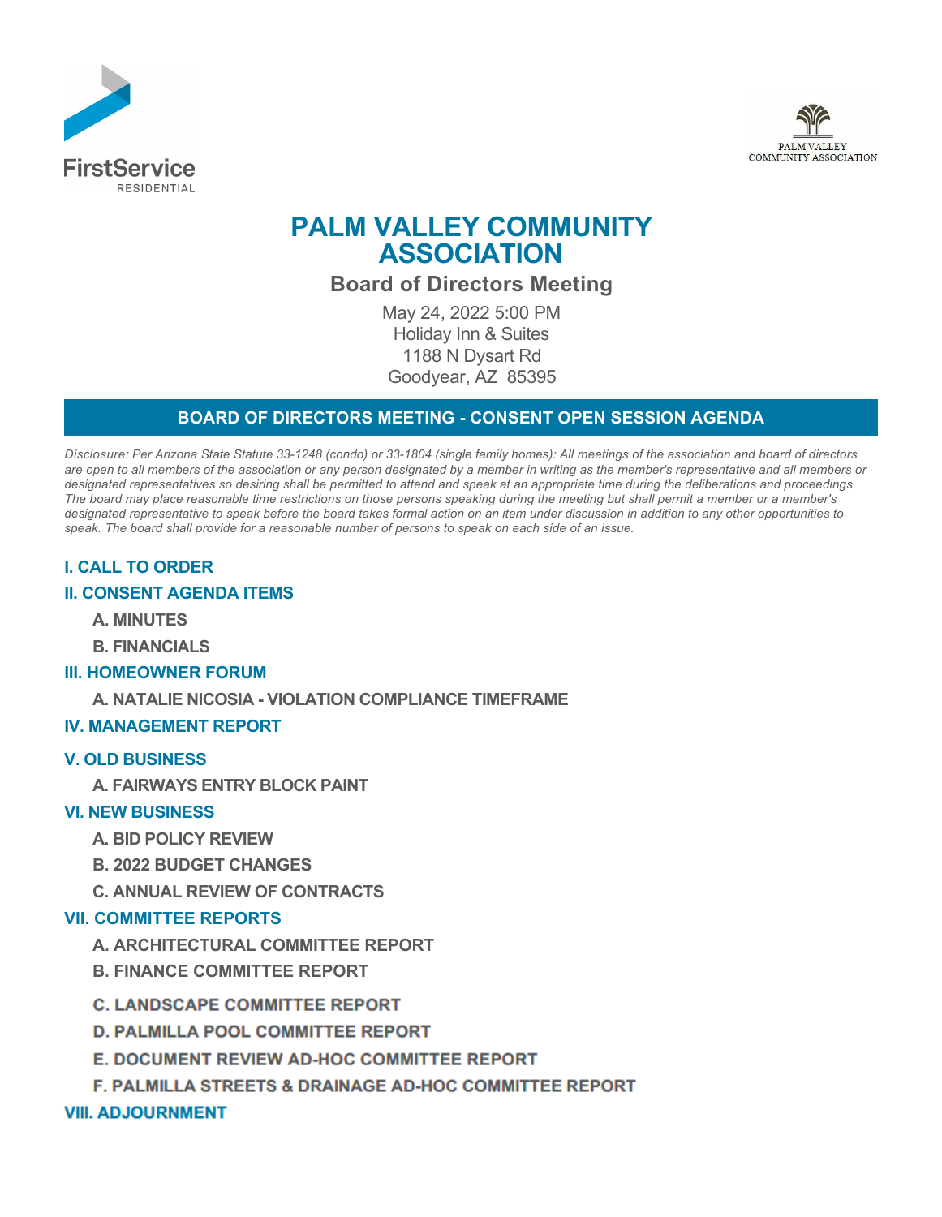FirstService RESIDENTIAL

PALM VALLEY COMMUNITY ASSOCIATION

# PALM VALLEY COMMUNITY ASSOCIATION

## Board of Directors Meeting

May 24, 2022 5:00 PM
Holiday Inn & Suites
1188 N Dysart Rd
Goodyear, AZ 85395

## BOARD OF DIRECTORS MEETING - CONSENT OPEN SESSION AGENDA

*Disclosure: Per Arizona State Statute 33-1248 (condo) or 33-1804 (single family homes): All meetings of the association and board of directors are open to all members of the association or any person designated by a member in writing as the member's representative and all members or designated representatives so desiring shall be permitted to attend and speak at an appropriate time during the deliberations and proceedings. The board may place reasonable time restrictions on those persons speaking during the meeting but shall permit a member or a member's designated representative to speak before the board takes formal action on an item under discussion in addition to any other opportunities to speak. The board shall provide for a reasonable number of persons to speak on each side of an issue.*

### I. CALL TO ORDER

### II. CONSENT AGENDA ITEMS

**A. MINUTES**

**B. FINANCIALS**

### III. HOMEOWNER FORUM

**A. NATALIE NICOSIA - VIOLATION COMPLIANCE TIMEFRAME**

### IV. MANAGEMENT REPORT

### V. OLD BUSINESS

**A. FAIRWAYS ENTRY BLOCK PAINT**

### VI. NEW BUSINESS

**A. BID POLICY REVIEW**

**B. 2022 BUDGET CHANGES**

**C. ANNUAL REVIEW OF CONTRACTS**

### VII. COMMITTEE REPORTS

**A. ARCHITECTURAL COMMITTEE REPORT**

**B. FINANCE COMMITTEE REPORT**

**C. LANDSCAPE COMMITTEE REPORT**

**D. PALMILLA POOL COMMITTEE REPORT**

**E. DOCUMENT REVIEW AD-HOC COMMITTEE REPORT**

**F. PALMILLA STREETS & DRAINAGE AD-HOC COMMITTEE REPORT**

### VIII. ADJOURNMENT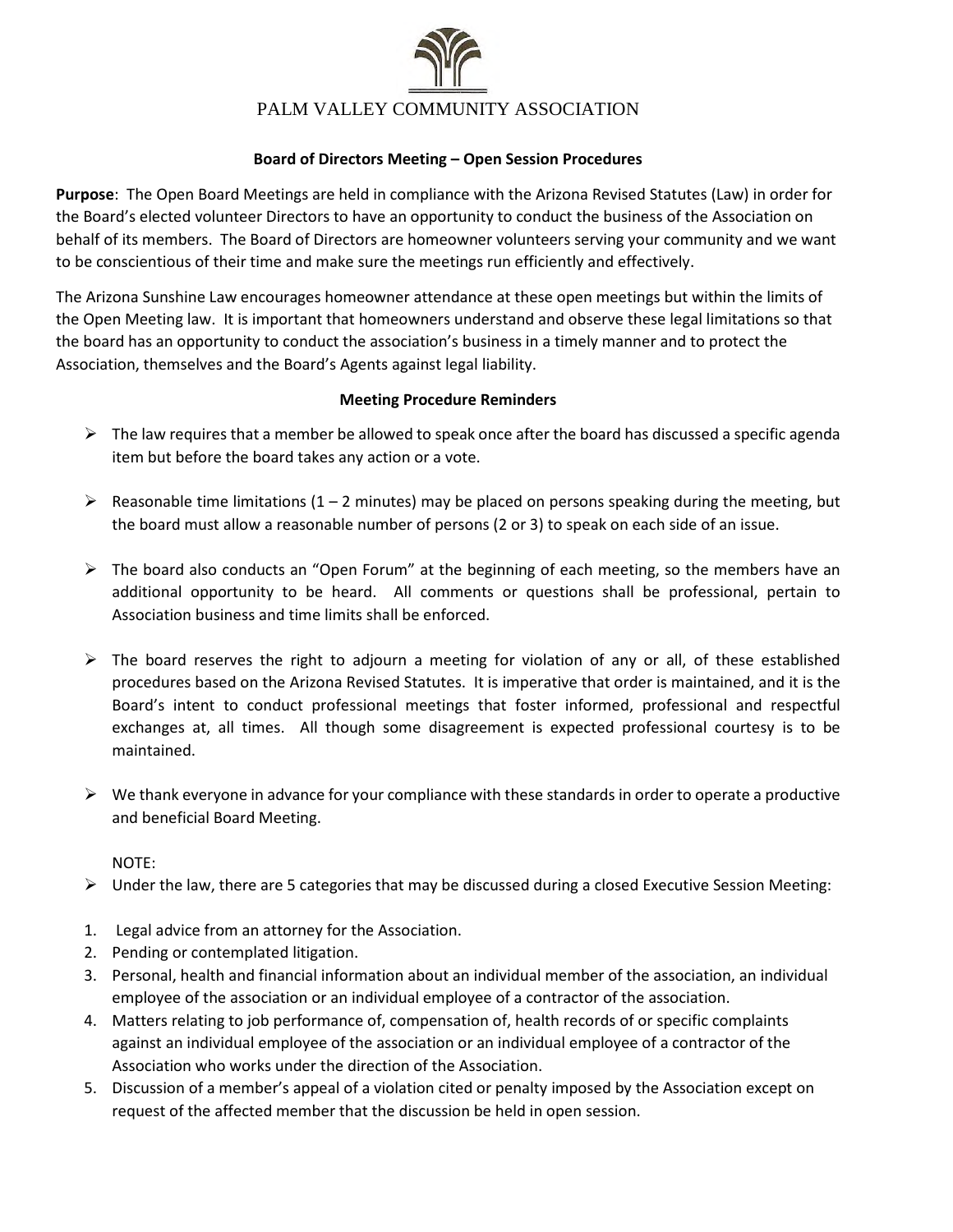# PALM VALLEY COMMUNITY ASSOCIATION

**Board of Directors Meeting – Open Session Procedures**

**Purpose**: The Open Board Meetings are held in compliance with the Arizona Revised Statutes (Law) in order for the Board's elected volunteer Directors to have an opportunity to conduct the business of the Association on behalf of its members. The Board of Directors are homeowner volunteers serving your community and we want to be conscientious of their time and make sure the meetings run efficiently and effectively.

The Arizona Sunshine Law encourages homeowner attendance at these open meetings but within the limits of the Open Meeting law. It is important that homeowners understand and observe these legal limitations so that the board has an opportunity to conduct the association's business in a timely manner and to protect the Association, themselves and the Board's Agents against legal liability.

**Meeting Procedure Reminders**

- The law requires that a member be allowed to speak once after the board has discussed a specific agenda item but before the board takes any action or a vote.
- Reasonable time limitations (1 – 2 minutes) may be placed on persons speaking during the meeting, but the board must allow a reasonable number of persons (2 or 3) to speak on each side of an issue.
- The board also conducts an "Open Forum" at the beginning of each meeting, so the members have an additional opportunity to be heard. All comments or questions shall be professional, pertain to Association business and time limits shall be enforced.
- The board reserves the right to adjourn a meeting for violation of any or all, of these established procedures based on the Arizona Revised Statutes. It is imperative that order is maintained, and it is the Board's intent to conduct professional meetings that foster informed, professional and respectful exchanges at, all times. All though some disagreement is expected professional courtesy is to be maintained.
- We thank everyone in advance for your compliance with these standards in order to operate a productive and beneficial Board Meeting.

NOTE:

- Under the law, there are 5 categories that may be discussed during a closed Executive Session Meeting:

1. Legal advice from an attorney for the Association.
2. Pending or contemplated litigation.
3. Personal, health and financial information about an individual member of the association, an individual employee of the association or an individual employee of a contractor of the association.
4. Matters relating to job performance of, compensation of, health records of or specific complaints against an individual employee of the association or an individual employee of a contractor of the Association who works under the direction of the Association.
5. Discussion of a member's appeal of a violation cited or penalty imposed by the Association except on request of the affected member that the discussion be held in open session.